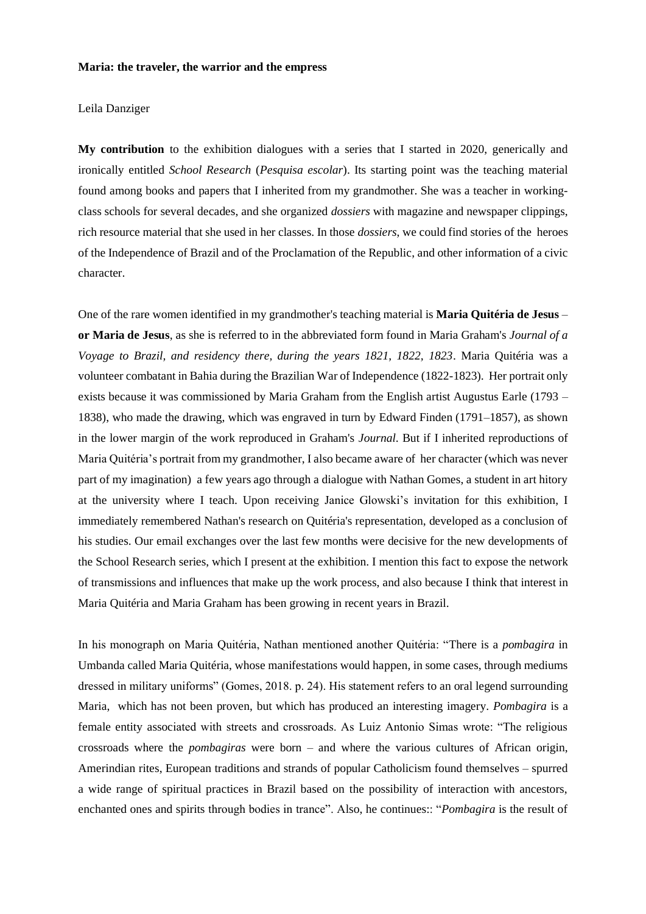**Maria: the traveler, the warrior and the empress**

Leila Danziger

**My contribution** to the exhibition dialogues with a series that I started in 2020, generically and ironically entitled *School Research* (*Pesquisa escolar*). Its starting point was the teaching material found among books and papers that I inherited from my grandmother. She was a teacher in working-class schools for several decades, and she organized *dossiers* with magazine and newspaper clippings, rich resource material that she used in her classes. In those *dossiers*, we could find stories of the heroes of the Independence of Brazil and of the Proclamation of the Republic, and other information of a civic character.

One of the rare women identified in my grandmother's teaching material is **Maria Quitéria de Jesus – or Maria de Jesus**, as she is referred to in the abbreviated form found in Maria Graham's *Journal of a Voyage to Brazil, and residency there, during the years 1821, 1822, 1823*. Maria Quitéria was a volunteer combatant in Bahia during the Brazilian War of Independence (1822-1823). Her portrait only exists because it was commissioned by Maria Graham from the English artist Augustus Earle (1793 – 1838), who made the drawing, which was engraved in turn by Edward Finden (1791–1857), as shown in the lower margin of the work reproduced in Graham's *Journal*. But if I inherited reproductions of Maria Quitéria's portrait from my grandmother, I also became aware of her character (which was never part of my imagination) a few years ago through a dialogue with Nathan Gomes, a student in art hitory at the university where I teach. Upon receiving Janice Glowski's invitation for this exhibition, I immediately remembered Nathan's research on Quitéria's representation, developed as a conclusion of his studies. Our email exchanges over the last few months were decisive for the new developments of the School Research series, which I present at the exhibition. I mention this fact to expose the network of transmissions and influences that make up the work process, and also because I think that interest in Maria Quitéria and Maria Graham has been growing in recent years in Brazil.

In his monograph on Maria Quitéria, Nathan mentioned another Quitéria: "There is a *pombagira* in Umbanda called Maria Quitéria, whose manifestations would happen, in some cases, through mediums dressed in military uniforms" (Gomes, 2018. p. 24). His statement refers to an oral legend surrounding Maria, which has not been proven, but which has produced an interesting imagery. *Pombagira* is a female entity associated with streets and crossroads. As Luiz Antonio Simas wrote: "The religious crossroads where the *pombagiras* were born – and where the various cultures of African origin, Amerindian rites, European traditions and strands of popular Catholicism found themselves – spurred a wide range of spiritual practices in Brazil based on the possibility of interaction with ancestors, enchanted ones and spirits through bodies in trance". Also, he continues:: "*Pombagira* is the result of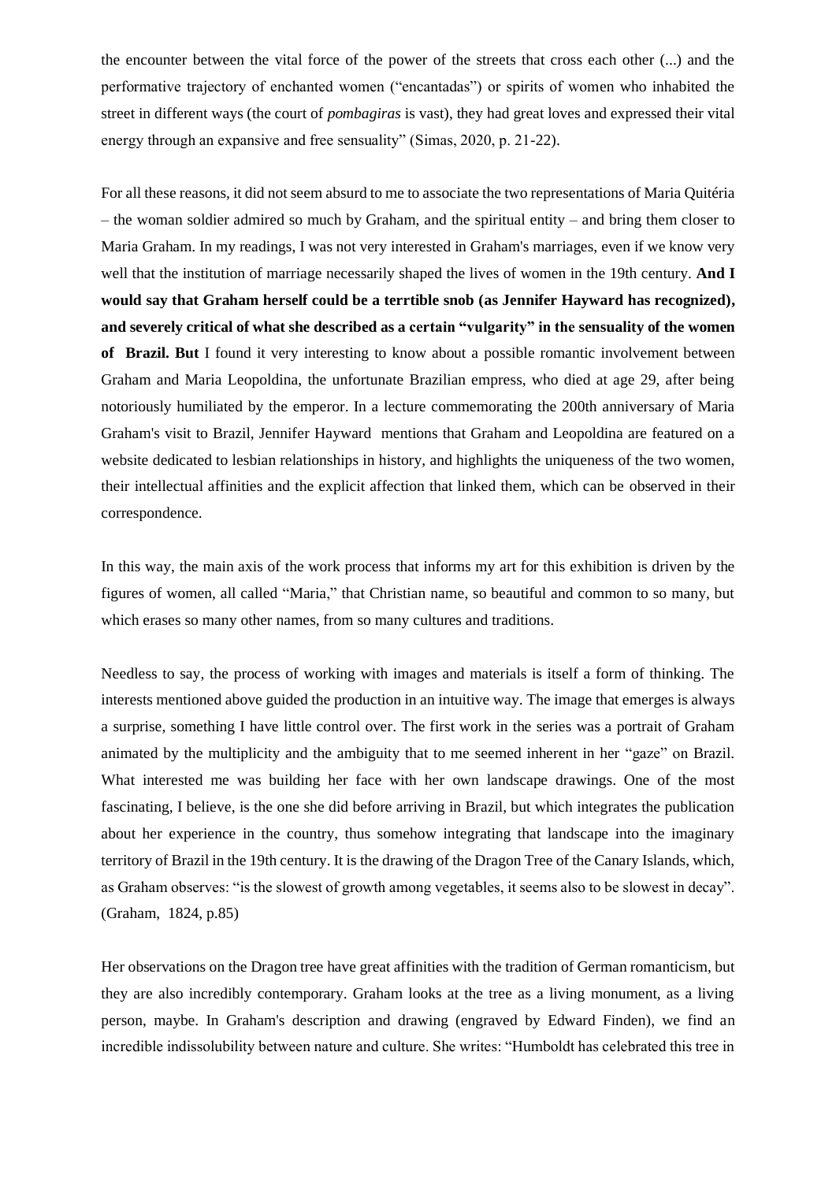the encounter between the vital force of the power of the streets that cross each other (...) and the performative trajectory of enchanted women ("encantadas") or spirits of women who inhabited the street in different ways (the court of *pombagiras* is vast), they had great loves and expressed their vital energy through an expansive and free sensuality" (Simas, 2020, p. 21-22).

For all these reasons, it did not seem absurd to me to associate the two representations of Maria Quitéria – the woman soldier admired so much by Graham, and the spiritual entity – and bring them closer to Maria Graham. In my readings, I was not very interested in Graham's marriages, even if we know very well that the institution of marriage necessarily shaped the lives of women in the 19th century. **And I would say that Graham herself could be a terrtible snob (as Jennifer Hayward has recognized), and severely critical of what she described as a certain "vulgarity" in the sensuality of the women of Brazil. But** I found it very interesting to know about a possible romantic involvement between Graham and Maria Leopoldina, the unfortunate Brazilian empress, who died at age 29, after being notoriously humiliated by the emperor. In a lecture commemorating the 200th anniversary of Maria Graham's visit to Brazil, Jennifer Hayward mentions that Graham and Leopoldina are featured on a website dedicated to lesbian relationships in history, and highlights the uniqueness of the two women, their intellectual affinities and the explicit affection that linked them, which can be observed in their correspondence.

In this way, the main axis of the work process that informs my art for this exhibition is driven by the figures of women, all called "Maria," that Christian name, so beautiful and common to so many, but which erases so many other names, from so many cultures and traditions.

Needless to say, the process of working with images and materials is itself a form of thinking. The interests mentioned above guided the production in an intuitive way. The image that emerges is always a surprise, something I have little control over. The first work in the series was a portrait of Graham animated by the multiplicity and the ambiguity that to me seemed inherent in her "gaze" on Brazil. What interested me was building her face with her own landscape drawings. One of the most fascinating, I believe, is the one she did before arriving in Brazil, but which integrates the publication about her experience in the country, thus somehow integrating that landscape into the imaginary territory of Brazil in the 19th century. It is the drawing of the Dragon Tree of the Canary Islands, which, as Graham observes: "is the slowest of growth among vegetables, it seems also to be slowest in decay". (Graham, 1824, p.85)

Her observations on the Dragon tree have great affinities with the tradition of German romanticism, but they are also incredibly contemporary. Graham looks at the tree as a living monument, as a living person, maybe. In Graham's description and drawing (engraved by Edward Finden), we find an incredible indissolubility between nature and culture. She writes: "Humboldt has celebrated this tree in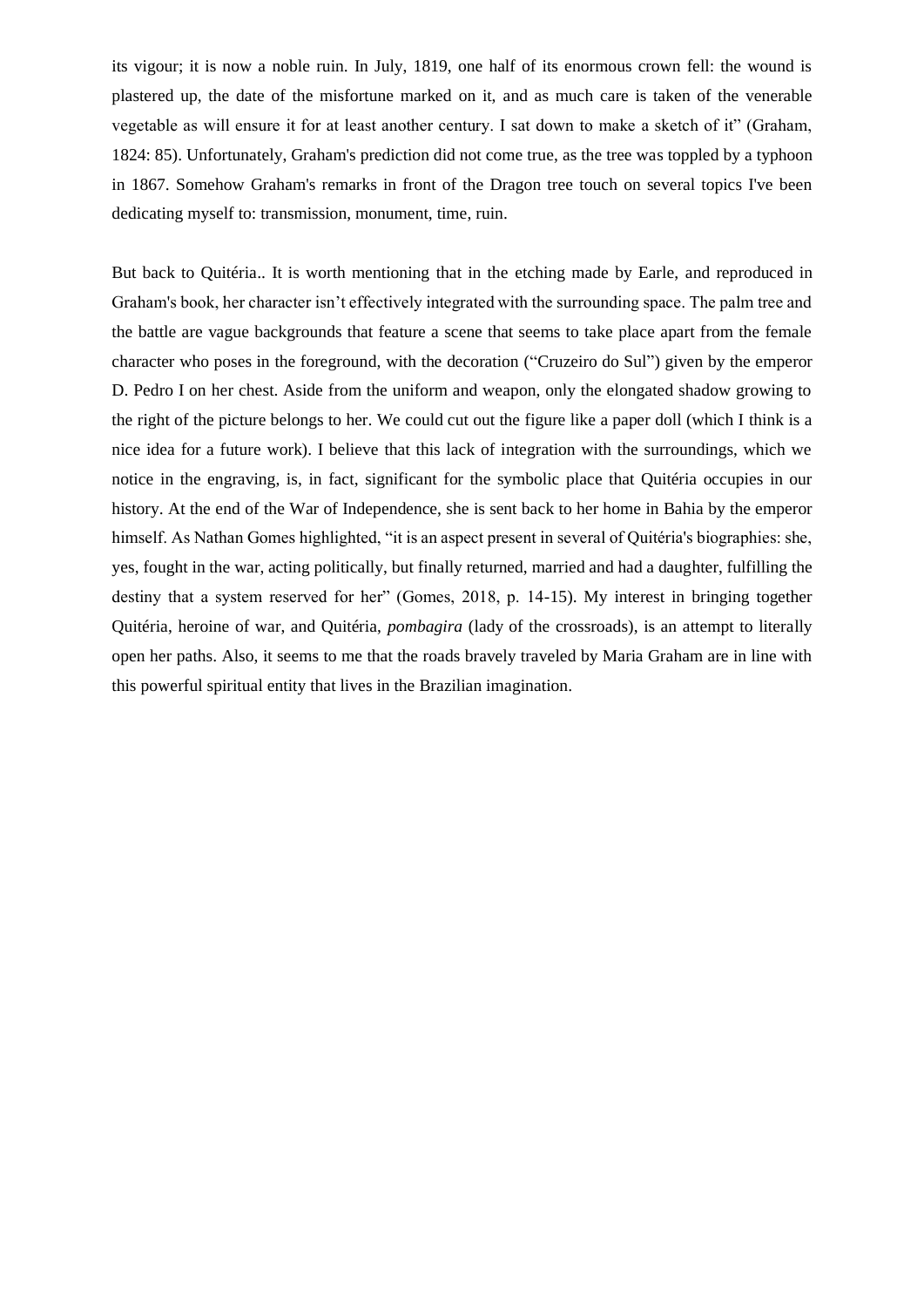its vigour; it is now a noble ruin. In July, 1819, one half of its enormous crown fell: the wound is plastered up, the date of the misfortune marked on it, and as much care is taken of the venerable vegetable as will ensure it for at least another century. I sat down to make a sketch of it" (Graham, 1824: 85). Unfortunately, Graham's prediction did not come true, as the tree was toppled by a typhoon in 1867. Somehow Graham's remarks in front of the Dragon tree touch on several topics I've been dedicating myself to: transmission, monument, time, ruin.

But back to Quitéria.. It is worth mentioning that in the etching made by Earle, and reproduced in Graham's book, her character isn't effectively integrated with the surrounding space. The palm tree and the battle are vague backgrounds that feature a scene that seems to take place apart from the female character who poses in the foreground, with the decoration ("Cruzeiro do Sul") given by the emperor D. Pedro I on her chest. Aside from the uniform and weapon, only the elongated shadow growing to the right of the picture belongs to her. We could cut out the figure like a paper doll (which I think is a nice idea for a future work). I believe that this lack of integration with the surroundings, which we notice in the engraving, is, in fact, significant for the symbolic place that Quitéria occupies in our history. At the end of the War of Independence, she is sent back to her home in Bahia by the emperor himself. As Nathan Gomes highlighted, "it is an aspect present in several of Quitéria's biographies: she, yes, fought in the war, acting politically, but finally returned, married and had a daughter, fulfilling the destiny that a system reserved for her" (Gomes, 2018, p. 14-15). My interest in bringing together Quitéria, heroine of war, and Quitéria, *pombagira* (lady of the crossroads), is an attempt to literally open her paths. Also, it seems to me that the roads bravely traveled by Maria Graham are in line with this powerful spiritual entity that lives in the Brazilian imagination.